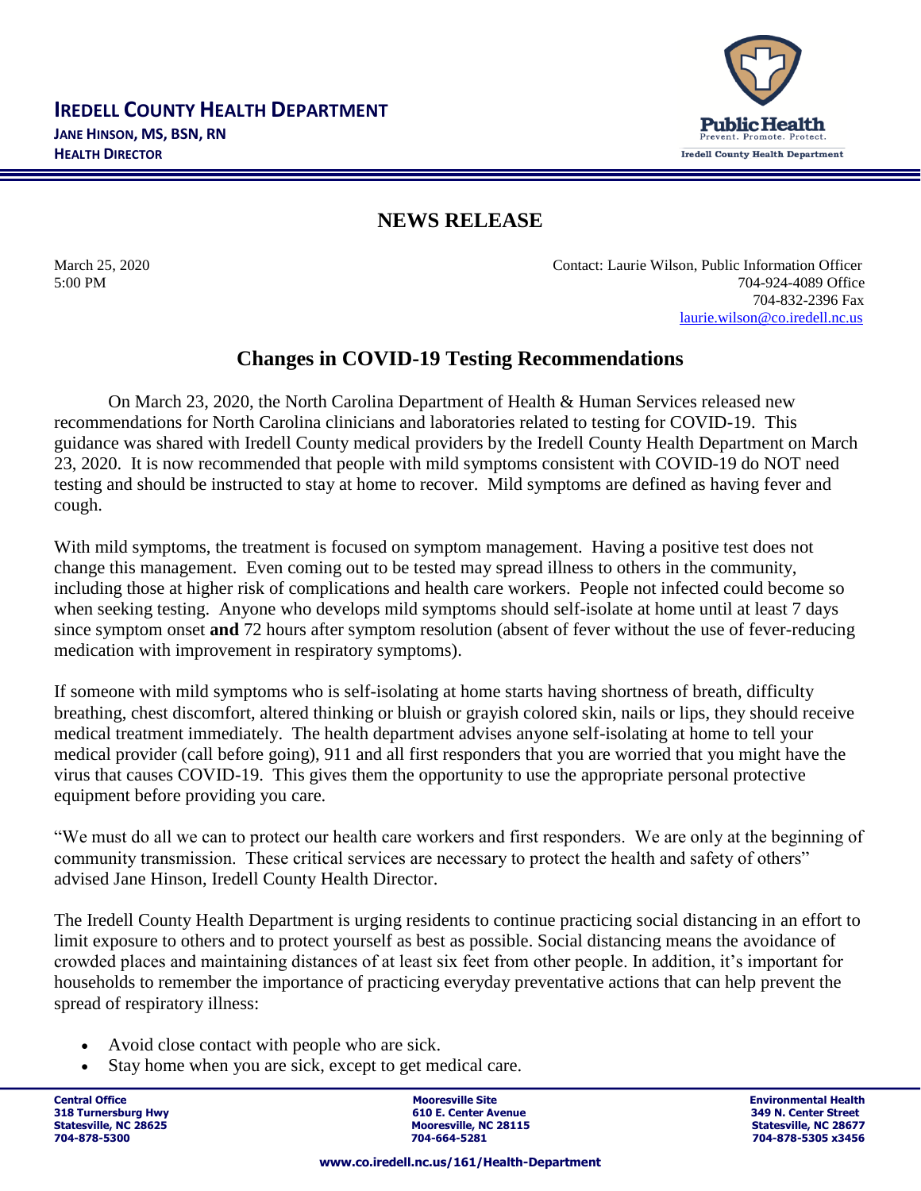# IREDELL COUNTY HEALTH DEPARTMENT

**JANE HINSON, MS, BSN, RN**
**HEALTH DIRECTOR**

Public Health
Prevent. Promote. Protect.
Iredell County Health Department

## NEWS RELEASE

March 25, 2020
5:00 PM

Contact: Laurie Wilson, Public Information Officer
704-924-4089 Office
704-832-2396 Fax
laurie.wilson@co.iredell.nc.us

## Changes in COVID-19 Testing Recommendations

On March 23, 2020, the North Carolina Department of Health & Human Services released new recommendations for North Carolina clinicians and laboratories related to testing for COVID-19. This guidance was shared with Iredell County medical providers by the Iredell County Health Department on March 23, 2020. It is now recommended that people with mild symptoms consistent with COVID-19 do NOT need testing and should be instructed to stay at home to recover. Mild symptoms are defined as having fever and cough.

With mild symptoms, the treatment is focused on symptom management. Having a positive test does not change this management. Even coming out to be tested may spread illness to others in the community, including those at higher risk of complications and health care workers. People not infected could become so when seeking testing. Anyone who develops mild symptoms should self-isolate at home until at least 7 days since symptom onset **and** 72 hours after symptom resolution (absent of fever without the use of fever-reducing medication with improvement in respiratory symptoms).

If someone with mild symptoms who is self-isolating at home starts having shortness of breath, difficulty breathing, chest discomfort, altered thinking or bluish or grayish colored skin, nails or lips, they should receive medical treatment immediately. The health department advises anyone self-isolating at home to tell your medical provider (call before going), 911 and all first responders that you are worried that you might have the virus that causes COVID-19. This gives them the opportunity to use the appropriate personal protective equipment before providing you care.

"We must do all we can to protect our health care workers and first responders. We are only at the beginning of community transmission. These critical services are necessary to protect the health and safety of others" advised Jane Hinson, Iredell County Health Director.

The Iredell County Health Department is urging residents to continue practicing social distancing in an effort to limit exposure to others and to protect yourself as best as possible. Social distancing means the avoidance of crowded places and maintaining distances of at least six feet from other people. In addition, it's important for households to remember the importance of practicing everyday preventative actions that can help prevent the spread of respiratory illness:

- Avoid close contact with people who are sick.
- Stay home when you are sick, except to get medical care.

**Central Office**
**318 Turnersburg Hwy**
**Statesville, NC 28625**
**704-878-5300**

**Mooresville Site**
**610 E. Center Avenue**
**Mooresville, NC 28115**
**704-664-5281**

**Environmental Health**
**349 N. Center Street**
**Statesville, NC 28677**
**704-878-5305 x3456**

**www.co.iredell.nc.us/161/Health-Department**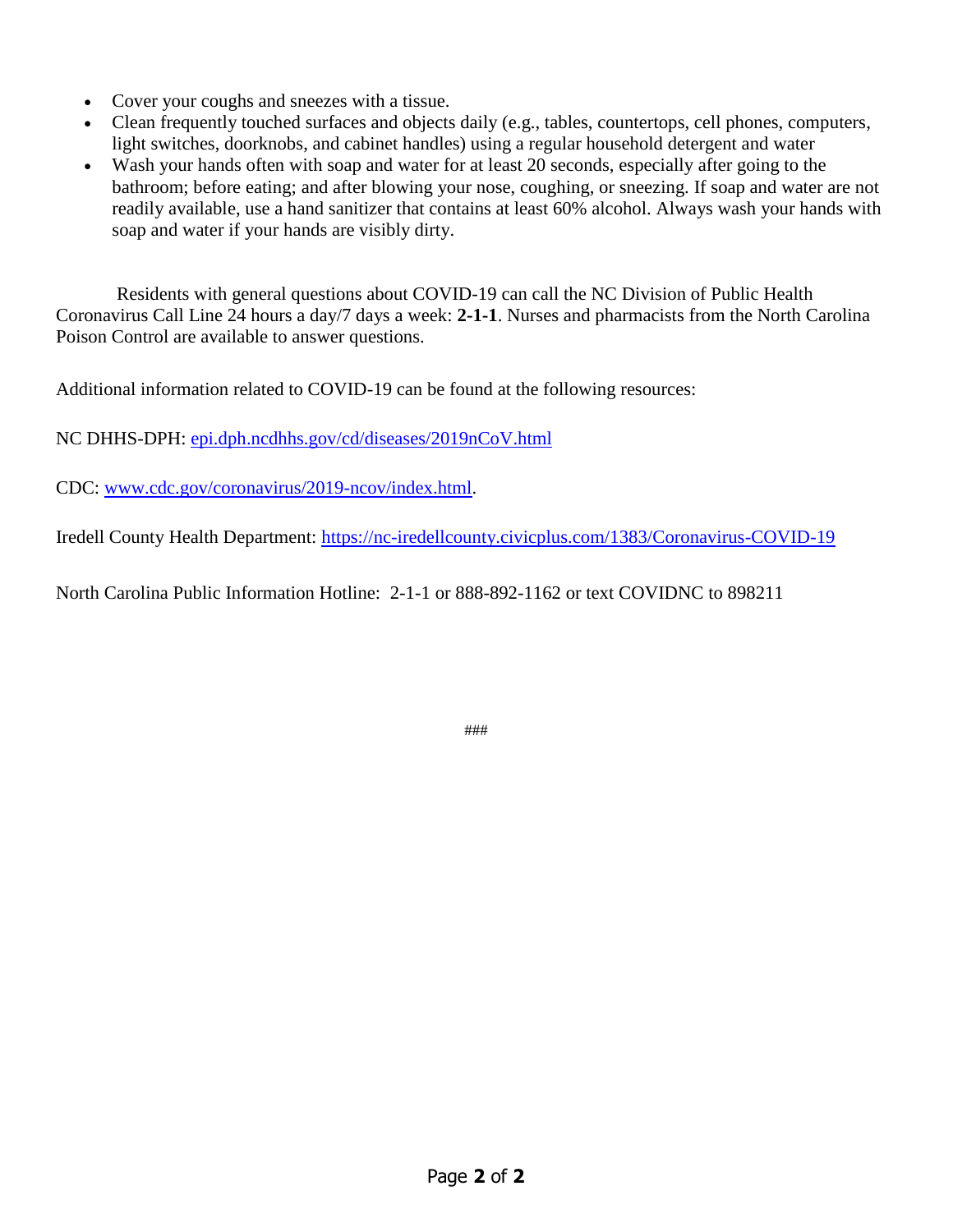- Cover your coughs and sneezes with a tissue.
- Clean frequently touched surfaces and objects daily (e.g., tables, countertops, cell phones, computers, light switches, doorknobs, and cabinet handles) using a regular household detergent and water
- Wash your hands often with soap and water for at least 20 seconds, especially after going to the bathroom; before eating; and after blowing your nose, coughing, or sneezing. If soap and water are not readily available, use a hand sanitizer that contains at least 60% alcohol. Always wash your hands with soap and water if your hands are visibly dirty.

Residents with general questions about COVID-19 can call the NC Division of Public Health Coronavirus Call Line 24 hours a day/7 days a week: **2-1-1**. Nurses and pharmacists from the North Carolina Poison Control are available to answer questions.

Additional information related to COVID-19 can be found at the following resources:

NC DHHS-DPH: epi.dph.ncdhhs.gov/cd/diseases/2019nCoV.html

CDC: www.cdc.gov/coronavirus/2019-ncov/index.html.

Iredell County Health Department: https://nc-iredellcounty.civicplus.com/1383/Coronavirus-COVID-19

North Carolina Public Information Hotline: 2-1-1 or 888-892-1162 or text COVIDNC to 898211

###